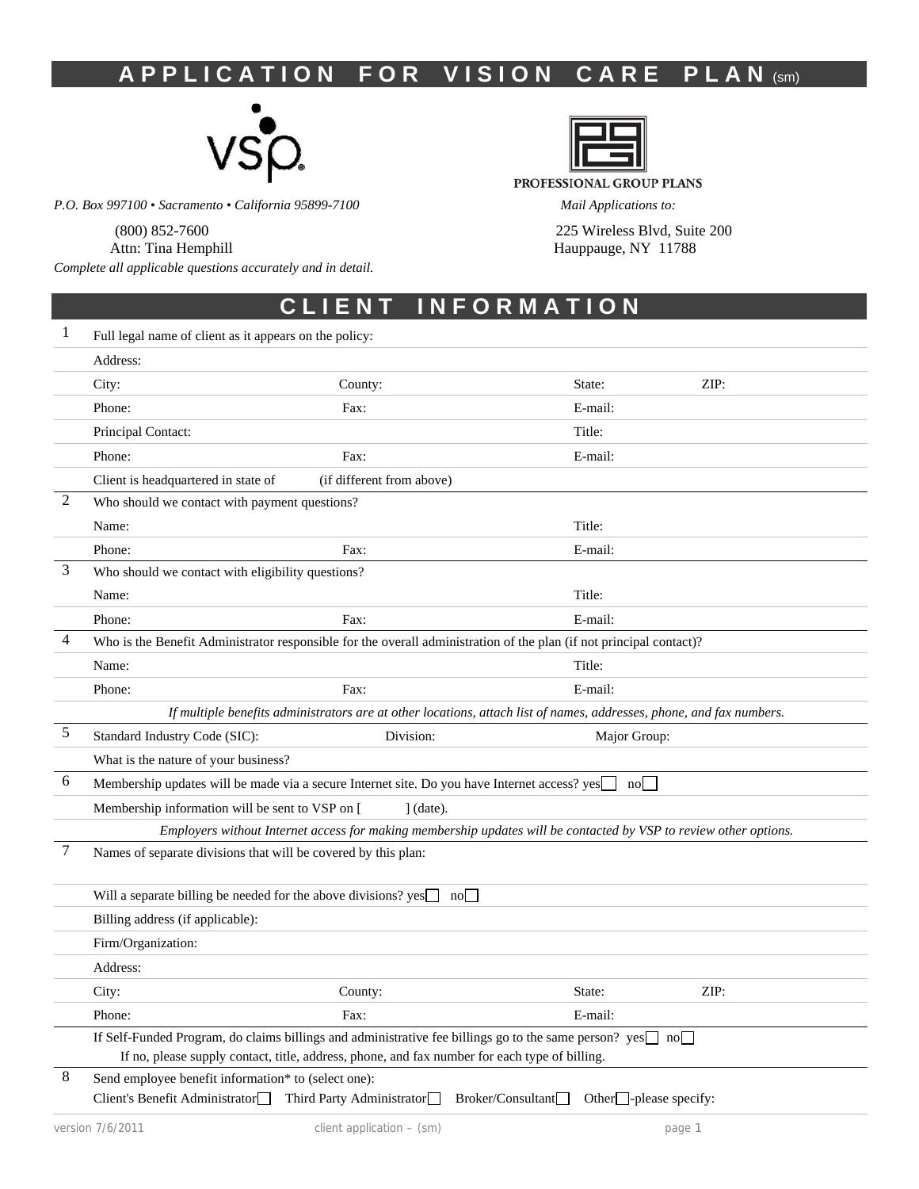# APPLICATION FOR VISION CARE PLAN (sm)

VSP
*P.O. Box 997100 • Sacramento • California 95899-7100*

(800) 852-7600
Attn: Tina Hemphill

PROFESSIONAL GROUP PLANS

*Mail Applications to:*

225 Wireless Blvd, Suite 200
Hauppauge, NY 11788

*Complete all applicable questions accurately and in detail.*

## CLIENT INFORMATION

1. Full legal name of client as it appears on the policy:

   Address:

   City: County: State: ZIP:

   Phone: Fax: E-mail:

   Principal Contact: Title:

   Phone: Fax: E-mail:

   Client is headquartered in state of (if different from above)

2. Who should we contact with payment questions?

   Name: Title:

   Phone: Fax: E-mail:

3. Who should we contact with eligibility questions?

   Name: Title:

   Phone: Fax: E-mail:

4. Who is the Benefit Administrator responsible for the overall administration of the plan (if not principal contact)?

   Name: Title:

   Phone: Fax: E-mail:

   *If multiple benefits administrators are at other locations, attach list of names, addresses, phone, and fax numbers.*

5. Standard Industry Code (SIC): Division: Major Group:

   What is the nature of your business?

6. Membership updates will be made via a secure Internet site. Do you have Internet access? yes ☐ no ☐

   Membership information will be sent to VSP on [ ] (date).

   *Employers without Internet access for making membership updates will be contacted by VSP to review other options.*

7. Names of separate divisions that will be covered by this plan:

   Will a separate billing be needed for the above divisions? yes ☐ no ☐

   Billing address (if applicable):

   Firm/Organization:

   Address:

   City: County: State: ZIP:

   Phone: Fax: E-mail:

   If Self-Funded Program, do claims billings and administrative fee billings go to the same person? yes ☐ no ☐
   If no, please supply contact, title, address, phone, and fax number for each type of billing.

8. Send employee benefit information* to (select one):

   Client's Benefit Administrator ☐ Third Party Administrator ☐ Broker/Consultant ☐ Other ☐-please specify: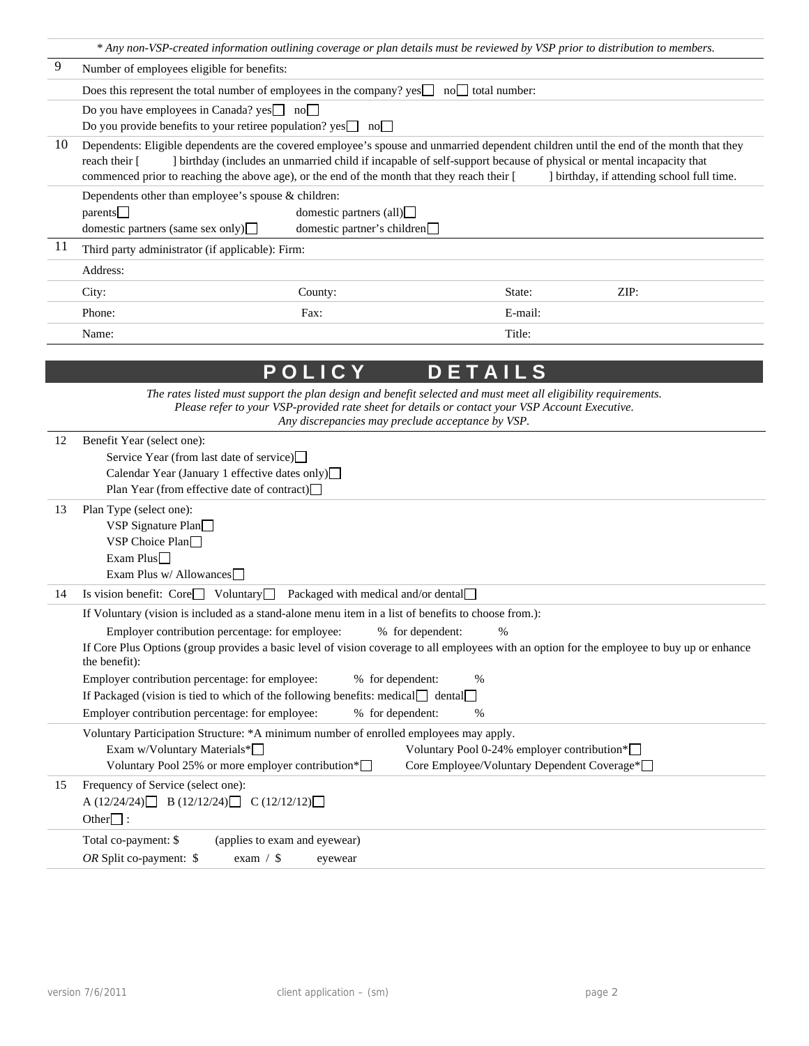*\* Any non-VSP-created information outlining coverage or plan details must be reviewed by VSP prior to distribution to members.*

**9** Number of employees eligible for benefits:

Does this represent the total number of employees in the company? yes☐ no☐ total number:

Do you have employees in Canada? yes☐ no☐

Do you provide benefits to your retiree population? yes☐ no☐

**10** Dependents: Eligible dependents are the covered employee's spouse and unmarried dependent children until the end of the month that they reach their [ ] birthday (includes an unmarried child if incapable of self-support because of physical or mental incapacity that commenced prior to reaching the above age), or the end of the month that they reach their [ ] birthday, if attending school full time.

Dependents other than employee's spouse & children:

parents☐ domestic partners (all)☐

domestic partners (same sex only)☐ domestic partner's children☐

**11** Third party administrator (if applicable): Firm:

Address:

City: County: State: ZIP:

Phone: Fax: E-mail:

Name: Title:

## POLICY DETAILS

*The rates listed must support the plan design and benefit selected and must meet all eligibility requirements. Please refer to your VSP-provided rate sheet for details or contact your VSP Account Executive. Any discrepancies may preclude acceptance by VSP.*

**12** Benefit Year (select one):

- Service Year (from last date of service)☐
- Calendar Year (January 1 effective dates only)☐
- Plan Year (from effective date of contract)☐

**13** Plan Type (select one):

- VSP Signature Plan☐
- VSP Choice Plan☐
- Exam Plus☐
- Exam Plus w/ Allowances☐

**14** Is vision benefit: Core☐ Voluntary☐ Packaged with medical and/or dental☐

If Voluntary (vision is included as a stand-alone menu item in a list of benefits to choose from.):

Employer contribution percentage: for employee: % for dependent: %

If Core Plus Options (group provides a basic level of vision coverage to all employees with an option for the employee to buy up or enhance the benefit):

Employer contribution percentage: for employee: % for dependent: %

If Packaged (vision is tied to which of the following benefits: medical☐ dental☐

Employer contribution percentage: for employee: % for dependent: %

Voluntary Participation Structure: *A minimum number of enrolled employees may apply.

- Exam w/Voluntary Materials*☐
- Voluntary Pool 0-24% employer contribution*☐
- Voluntary Pool 25% or more employer contribution*☐
- Core Employee/Voluntary Dependent Coverage*☐

**15** Frequency of Service (select one):

A (12/24/24)☐ B (12/12/24)☐ C (12/12/12)☐

Other☐ :

Total co-payment: $ (applies to exam and eyewear)

*OR* Split co-payment: $ exam / $ eyewear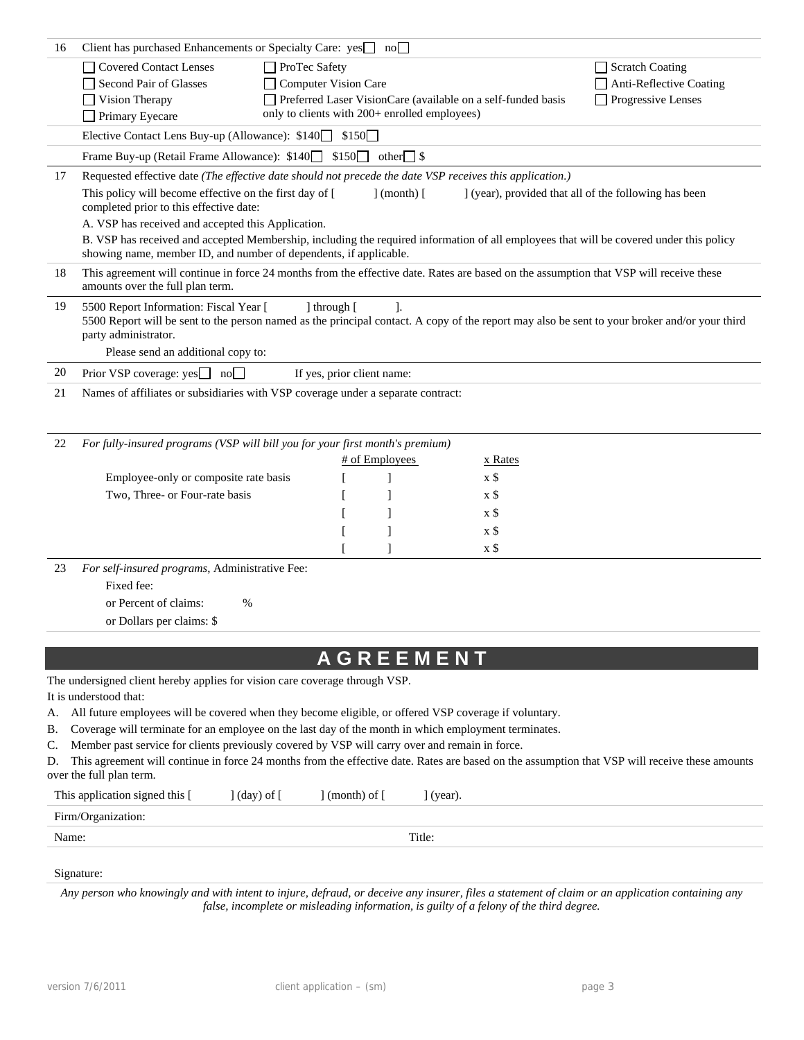16 Client has purchased Enhancements or Specialty Care: yes ☐ no ☐

| | | |
|---|---|---|
| ☐ Covered Contact Lenses | ☐ ProTec Safety | ☐ Scratch Coating |
| ☐ Second Pair of Glasses | ☐ Computer Vision Care | ☐ Anti-Reflective Coating |
| ☐ Vision Therapy | ☐ Preferred Laser VisionCare (available on a self-funded basis only to clients with 200+ enrolled employees) | ☐ Progressive Lenses |
| ☐ Primary Eyecare | | |

Elective Contact Lens Buy-up (Allowance): $140 ☐ $150 ☐

Frame Buy-up (Retail Frame Allowance): $140 ☐ $150 ☐ other ☐ $

17 Requested effective date *(The effective date should not precede the date VSP receives this application.)*

This policy will become effective on the first day of [ ] (month) [ ] (year), provided that all of the following has been completed prior to this effective date:

A. VSP has received and accepted this Application.

B. VSP has received and accepted Membership, including the required information of all employees that will be covered under this policy showing name, member ID, and number of dependents, if applicable.

18 This agreement will continue in force 24 months from the effective date. Rates are based on the assumption that VSP will receive these amounts over the full plan term.

19 5500 Report Information: Fiscal Year [ ] through [ ].
5500 Report will be sent to the person named as the principal contact. A copy of the report may also be sent to your broker and/or your third party administrator.

Please send an additional copy to:

20 Prior VSP coverage: yes ☐ no ☐ If yes, prior client name:

21 Names of affiliates or subsidiaries with VSP coverage under a separate contract:

22 *For fully-insured programs (VSP will bill you for your first month's premium)*

| | # of Employees | x Rates |
|---|---|---|
| Employee-only or composite rate basis | [ ] | x $ |
| Two, Three- or Four-rate basis | [ ] | x $ |
| | [ ] | x $ |
| | [ ] | x $ |
| | [ ] | x $ |

23 *For self-insured programs*, Administrative Fee:

Fixed fee:

or Percent of claims: %

or Dollars per claims: $

## AGREEMENT

The undersigned client hereby applies for vision care coverage through VSP.

It is understood that:

A. All future employees will be covered when they become eligible, or offered VSP coverage if voluntary.

B. Coverage will terminate for an employee on the last day of the month in which employment terminates.

C. Member past service for clients previously covered by VSP will carry over and remain in force.

D. This agreement will continue in force 24 months from the effective date. Rates are based on the assumption that VSP will receive these amounts over the full plan term.

This application signed this [ ] (day) of [ ] (month) of [ ] (year).

Firm/Organization:

Name: Title:

Signature:

*Any person who knowingly and with intent to injure, defraud, or deceive any insurer, files a statement of claim or an application containing any false, incomplete or misleading information, is guilty of a felony of the third degree.*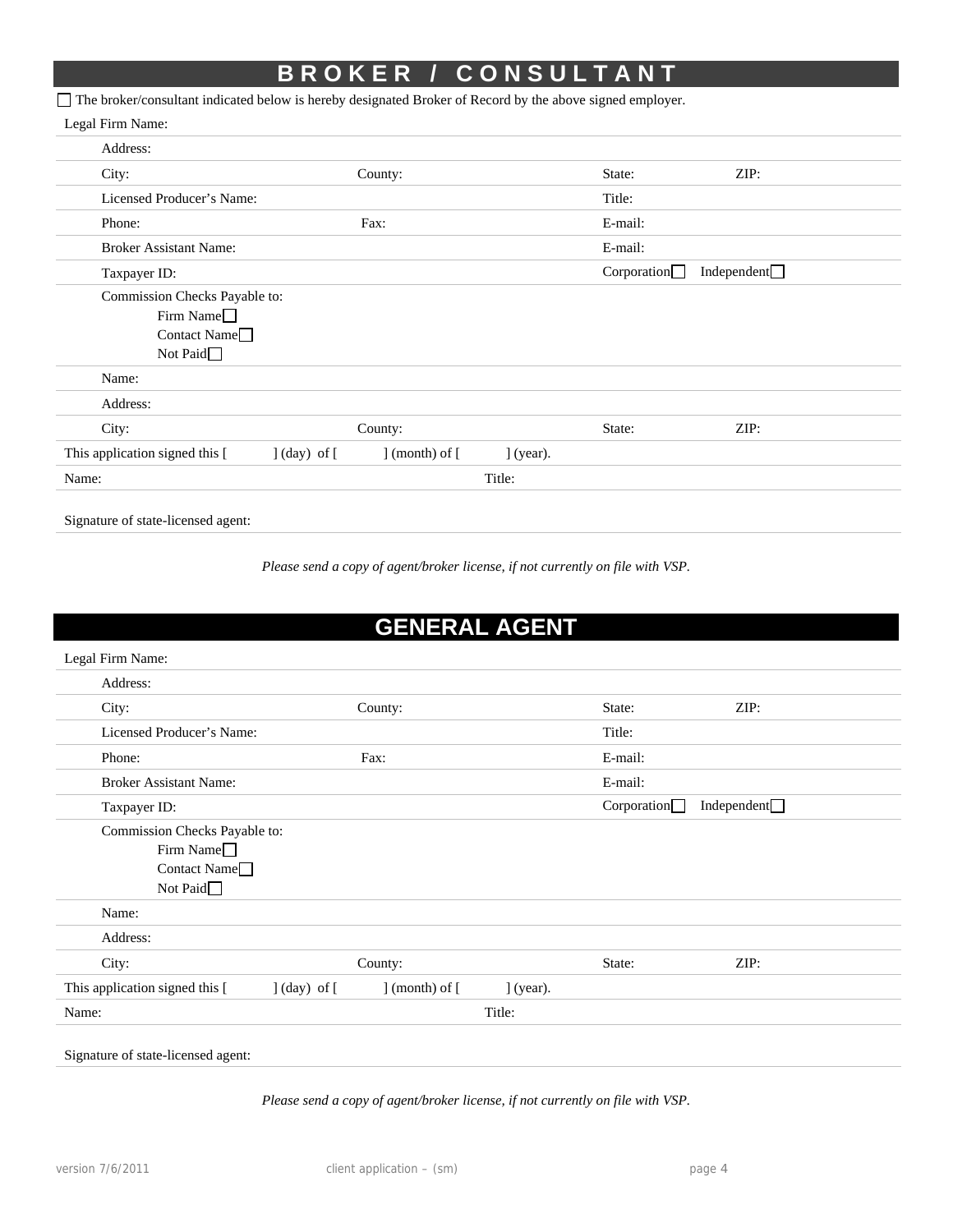## BROKER / CONSULTANT

☐ The broker/consultant indicated below is hereby designated Broker of Record by the above signed employer.

Legal Firm Name:

Address:

City: County: State: ZIP:

Licensed Producer's Name: Title:

Phone: Fax: E-mail:

Broker Assistant Name: E-mail:

Taxpayer ID: Corporation ☐ Independent ☐

Commission Checks Payable to:
- Firm Name ☐
- Contact Name ☐
- Not Paid ☐

Name:

Address:

City: County: State: ZIP:

This application signed this [ ] (day) of [ ] (month) of [ ] (year).

Name: Title:

Signature of state-licensed agent:

*Please send a copy of agent/broker license, if not currently on file with VSP.*

## GENERAL AGENT

Legal Firm Name:

Address:

City: County: State: ZIP:

Licensed Producer's Name: Title:

Phone: Fax: E-mail:

Broker Assistant Name: E-mail:

Taxpayer ID: Corporation ☐ Independent ☐

Commission Checks Payable to:
- Firm Name ☐
- Contact Name ☐
- Not Paid ☐

Name:

Address:

City: County: State: ZIP:

This application signed this [ ] (day) of [ ] (month) of [ ] (year).

Name: Title:

Signature of state-licensed agent:

*Please send a copy of agent/broker license, if not currently on file with VSP.*

version 7/6/2011 client application – (sm)